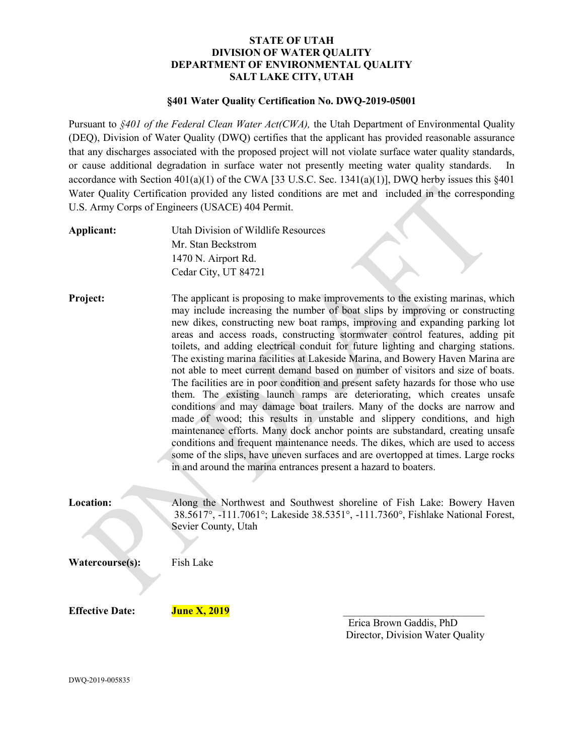**STATE OF UTAH**
**DIVISION OF WATER QUALITY**
**DEPARTMENT OF ENVIRONMENTAL QUALITY**
**SALT LAKE CITY, UTAH**

**§401 Water Quality Certification No. DWQ-2019-05001**

Pursuant to *§401 of the Federal Clean Water Act(CWA),* the Utah Department of Environmental Quality (DEQ), Division of Water Quality (DWQ) certifies that the applicant has provided reasonable assurance that any discharges associated with the proposed project will not violate surface water quality standards, or cause additional degradation in surface water not presently meeting water quality standards. In accordance with Section 401(a)(1) of the CWA [33 U.S.C. Sec. 1341(a)(1)], DWQ herby issues this §401 Water Quality Certification provided any listed conditions are met and included in the corresponding U.S. Army Corps of Engineers (USACE) 404 Permit.

**Applicant:** Utah Division of Wildlife Resources
Mr. Stan Beckstrom
1470 N. Airport Rd.
Cedar City, UT 84721

**Project:** The applicant is proposing to make improvements to the existing marinas, which may include increasing the number of boat slips by improving or constructing new dikes, constructing new boat ramps, improving and expanding parking lot areas and access roads, constructing stormwater control features, adding pit toilets, and adding electrical conduit for future lighting and charging stations. The existing marina facilities at Lakeside Marina, and Bowery Haven Marina are not able to meet current demand based on number of visitors and size of boats. The facilities are in poor condition and present safety hazards for those who use them. The existing launch ramps are deteriorating, which creates unsafe conditions and may damage boat trailers. Many of the docks are narrow and made of wood; this results in unstable and slippery conditions, and high maintenance efforts. Many dock anchor points are substandard, creating unsafe conditions and frequent maintenance needs. The dikes, which are used to access some of the slips, have uneven surfaces and are overtopped at times. Large rocks in and around the marina entrances present a hazard to boaters.

**Location:** Along the Northwest and Southwest shoreline of Fish Lake: Bowery Haven 38.5617°, -111.7061°; Lakeside 38.5351°, -111.7360°, Fishlake National Forest, Sevier County, Utah

**Watercourse(s):** Fish Lake

**Effective Date:** **June X, 2019**

\_\_\_\_\_\_\_\_\_\_\_\_\_\_\_\_\_\_\_\_\_\_\_\_\_\_\_\_\_\_
Erica Brown Gaddis, PhD
Director, Division Water Quality

DWQ-2019-005835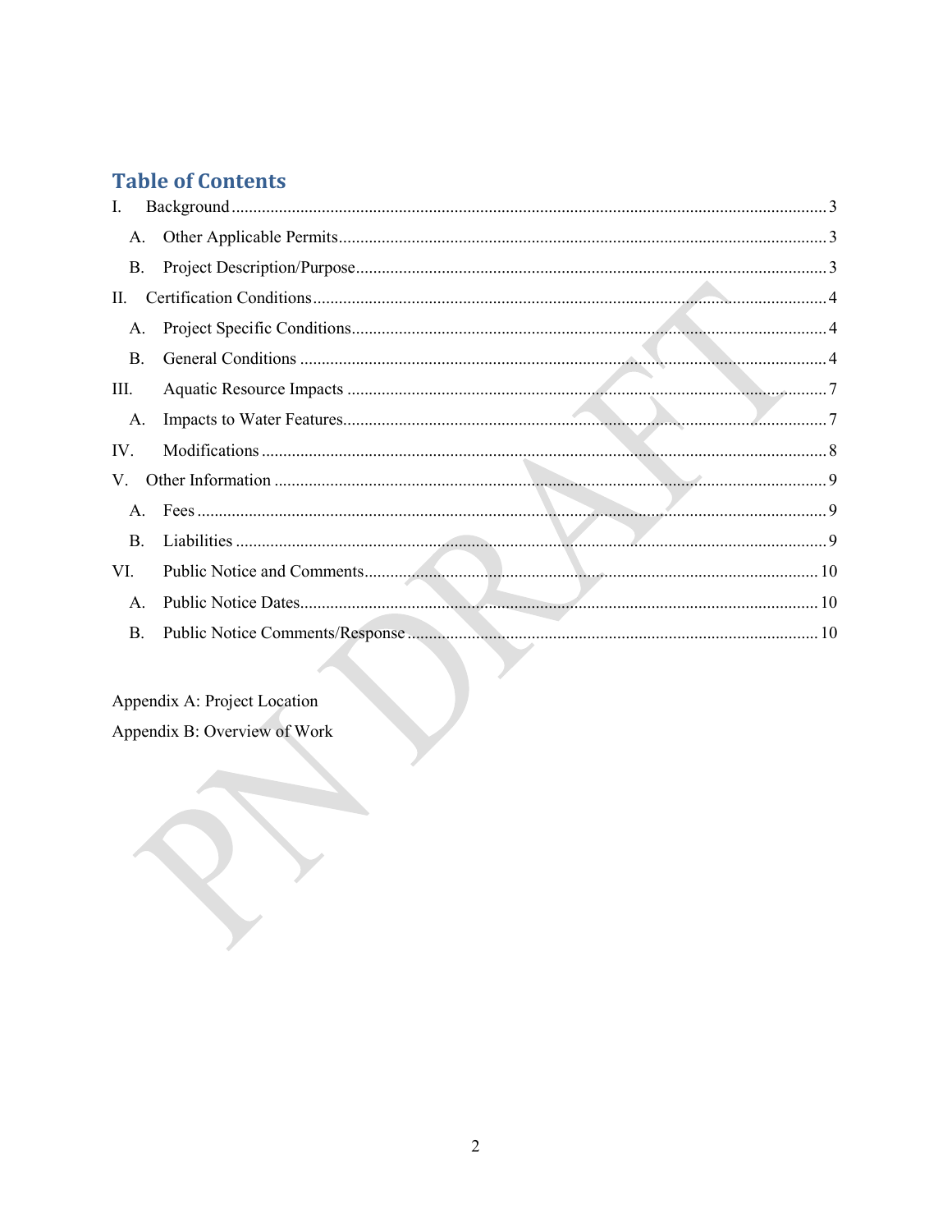# Table of Contents

I. Background ..... 3

  A. Other Applicable Permits ..... 3

  B. Project Description/Purpose ..... 3

II. Certification Conditions ..... 4

  A. Project Specific Conditions ..... 4

  B. General Conditions ..... 4

III. Aquatic Resource Impacts ..... 7

  A. Impacts to Water Features ..... 7

IV. Modifications ..... 8

V. Other Information ..... 9

  A. Fees ..... 9

  B. Liabilities ..... 9

VI. Public Notice and Comments ..... 10

  A. Public Notice Dates ..... 10

  B. Public Notice Comments/Response ..... 10

Appendix A: Project Location

Appendix B: Overview of Work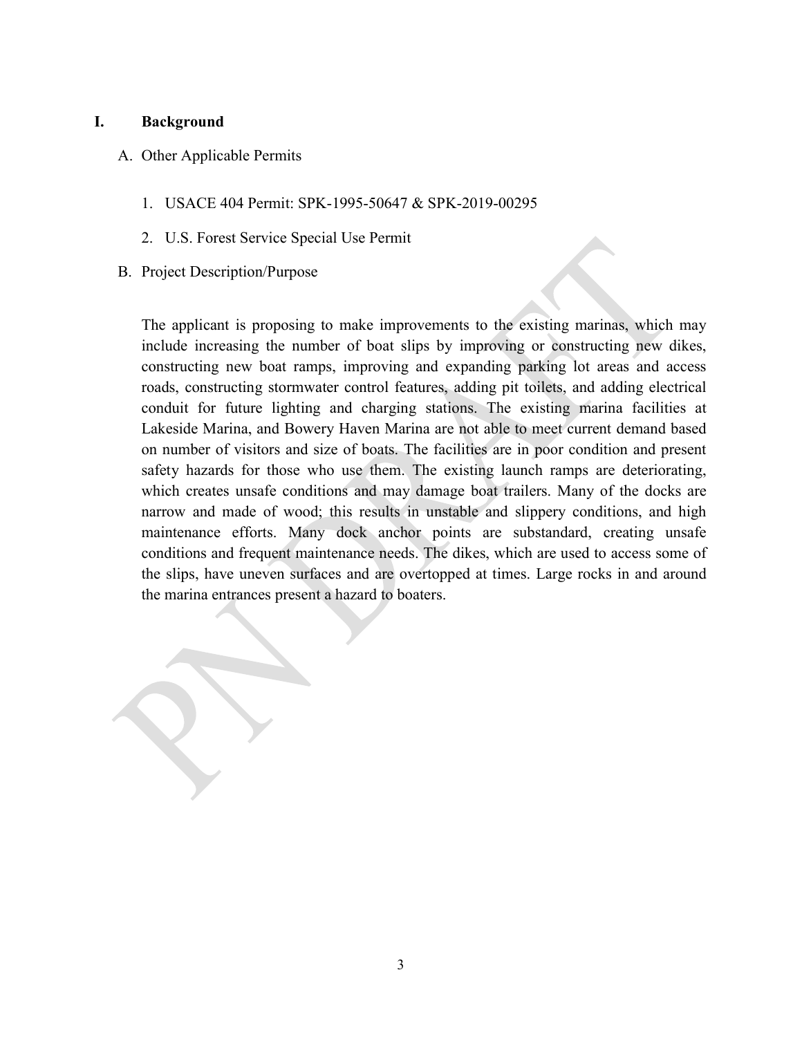# I. Background

## A. Other Applicable Permits

1. USACE 404 Permit: SPK-1995-50647 & SPK-2019-00295
2. U.S. Forest Service Special Use Permit

## B. Project Description/Purpose

The applicant is proposing to make improvements to the existing marinas, which may include increasing the number of boat slips by improving or constructing new dikes, constructing new boat ramps, improving and expanding parking lot areas and access roads, constructing stormwater control features, adding pit toilets, and adding electrical conduit for future lighting and charging stations. The existing marina facilities at Lakeside Marina, and Bowery Haven Marina are not able to meet current demand based on number of visitors and size of boats. The facilities are in poor condition and present safety hazards for those who use them. The existing launch ramps are deteriorating, which creates unsafe conditions and may damage boat trailers. Many of the docks are narrow and made of wood; this results in unstable and slippery conditions, and high maintenance efforts. Many dock anchor points are substandard, creating unsafe conditions and frequent maintenance needs. The dikes, which are used to access some of the slips, have uneven surfaces and are overtopped at times. Large rocks in and around the marina entrances present a hazard to boaters.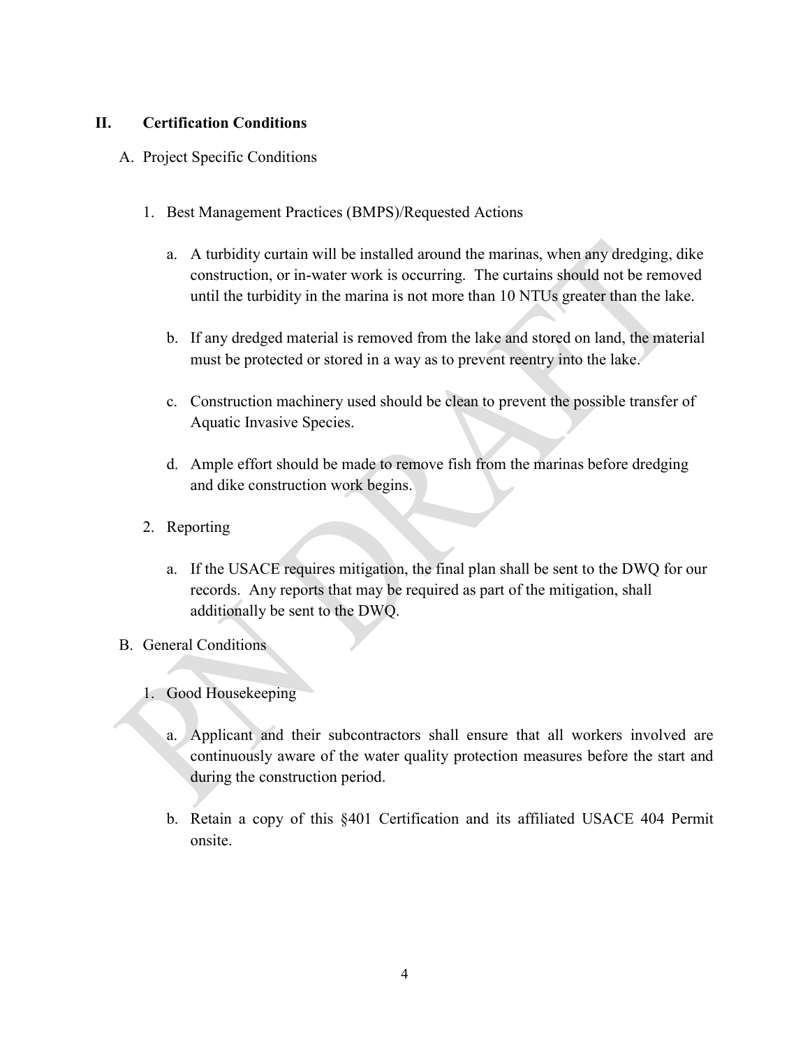## II. Certification Conditions

### A. Project Specific Conditions

1. Best Management Practices (BMPS)/Requested Actions

   a. A turbidity curtain will be installed around the marinas, when any dredging, dike construction, or in-water work is occurring. The curtains should not be removed until the turbidity in the marina is not more than 10 NTUs greater than the lake.

   b. If any dredged material is removed from the lake and stored on land, the material must be protected or stored in a way as to prevent reentry into the lake.

   c. Construction machinery used should be clean to prevent the possible transfer of Aquatic Invasive Species.

   d. Ample effort should be made to remove fish from the marinas before dredging and dike construction work begins.

2. Reporting

   a. If the USACE requires mitigation, the final plan shall be sent to the DWQ for our records. Any reports that may be required as part of the mitigation, shall additionally be sent to the DWQ.

### B. General Conditions

1. Good Housekeeping

   a. Applicant and their subcontractors shall ensure that all workers involved are continuously aware of the water quality protection measures before the start and during the construction period.

   b. Retain a copy of this §401 Certification and its affiliated USACE 404 Permit onsite.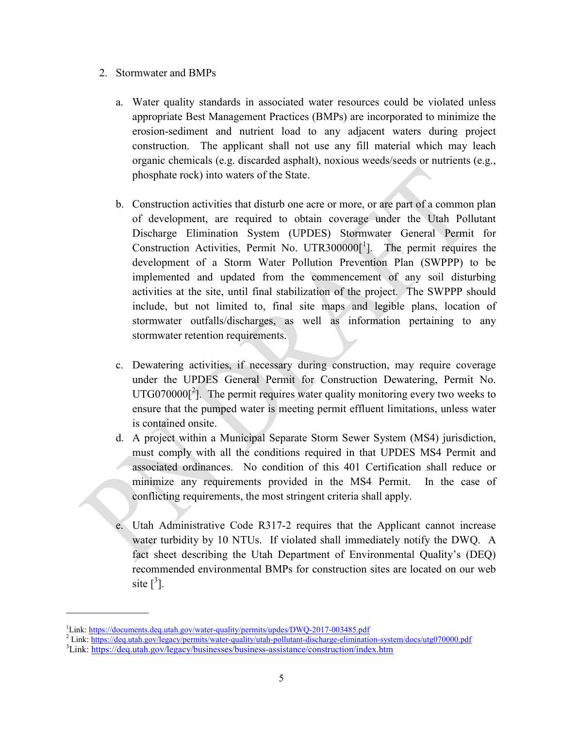2. Stormwater and BMPs

   a. Water quality standards in associated water resources could be violated unless appropriate Best Management Practices (BMPs) are incorporated to minimize the erosion-sediment and nutrient load to any adjacent waters during project construction. The applicant shall not use any fill material which may leach organic chemicals (e.g. discarded asphalt), noxious weeds/seeds or nutrients (e.g., phosphate rock) into waters of the State.

   b. Construction activities that disturb one acre or more, or are part of a common plan of development, are required to obtain coverage under the Utah Pollutant Discharge Elimination System (UPDES) Stormwater General Permit for Construction Activities, Permit No. UTR300000[1]. The permit requires the development of a Storm Water Pollution Prevention Plan (SWPPP) to be implemented and updated from the commencement of any soil disturbing activities at the site, until final stabilization of the project. The SWPPP should include, but not limited to, final site maps and legible plans, location of stormwater outfalls/discharges, as well as information pertaining to any stormwater retention requirements.

   c. Dewatering activities, if necessary during construction, may require coverage under the UPDES General Permit for Construction Dewatering, Permit No. UTG070000[2]. The permit requires water quality monitoring every two weeks to ensure that the pumped water is meeting permit effluent limitations, unless water is contained onsite.

   d. A project within a Municipal Separate Storm Sewer System (MS4) jurisdiction, must comply with all the conditions required in that UPDES MS4 Permit and associated ordinances. No condition of this 401 Certification shall reduce or minimize any requirements provided in the MS4 Permit. In the case of conflicting requirements, the most stringent criteria shall apply.

   e. Utah Administrative Code R317-2 requires that the Applicant cannot increase water turbidity by 10 NTUs. If violated shall immediately notify the DWQ. A fact sheet describing the Utah Department of Environmental Quality's (DEQ) recommended environmental BMPs for construction sites are located on our web site [3].

---

[1] Link: https://documents.deq.utah.gov/water-quality/permits/updes/DWQ-2017-003485.pdf

[2] Link: https://deq.utah.gov/legacy/permits/water-quality/utah-pollutant-discharge-elimination-system/docs/utg070000.pdf

[3] Link: https://deq.utah.gov/legacy/businesses/business-assistance/construction/index.htm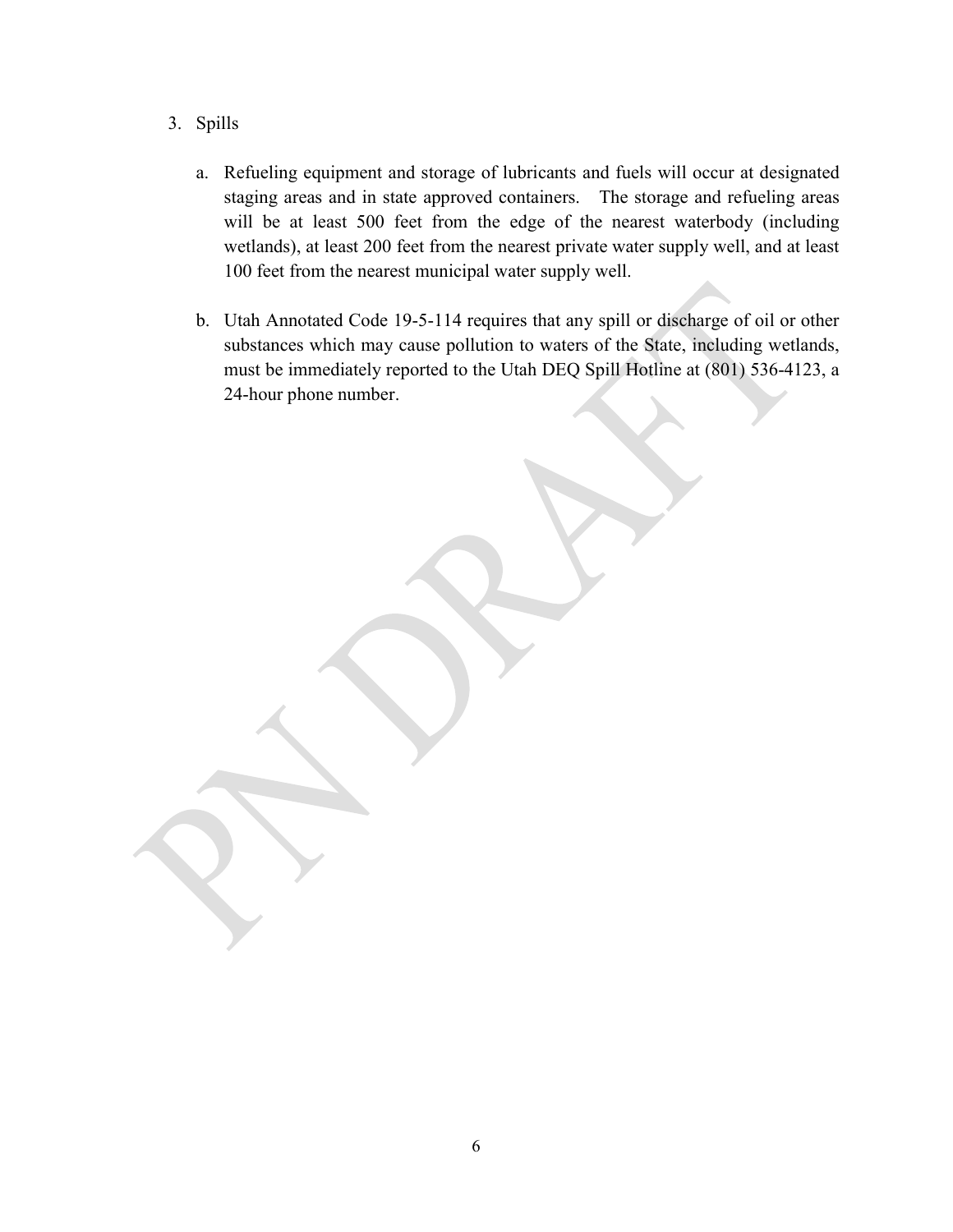3. Spills

   a. Refueling equipment and storage of lubricants and fuels will occur at designated staging areas and in state approved containers. The storage and refueling areas will be at least 500 feet from the edge of the nearest waterbody (including wetlands), at least 200 feet from the nearest private water supply well, and at least 100 feet from the nearest municipal water supply well.

   b. Utah Annotated Code 19-5-114 requires that any spill or discharge of oil or other substances which may cause pollution to waters of the State, including wetlands, must be immediately reported to the Utah DEQ Spill Hotline at (801) 536-4123, a 24-hour phone number.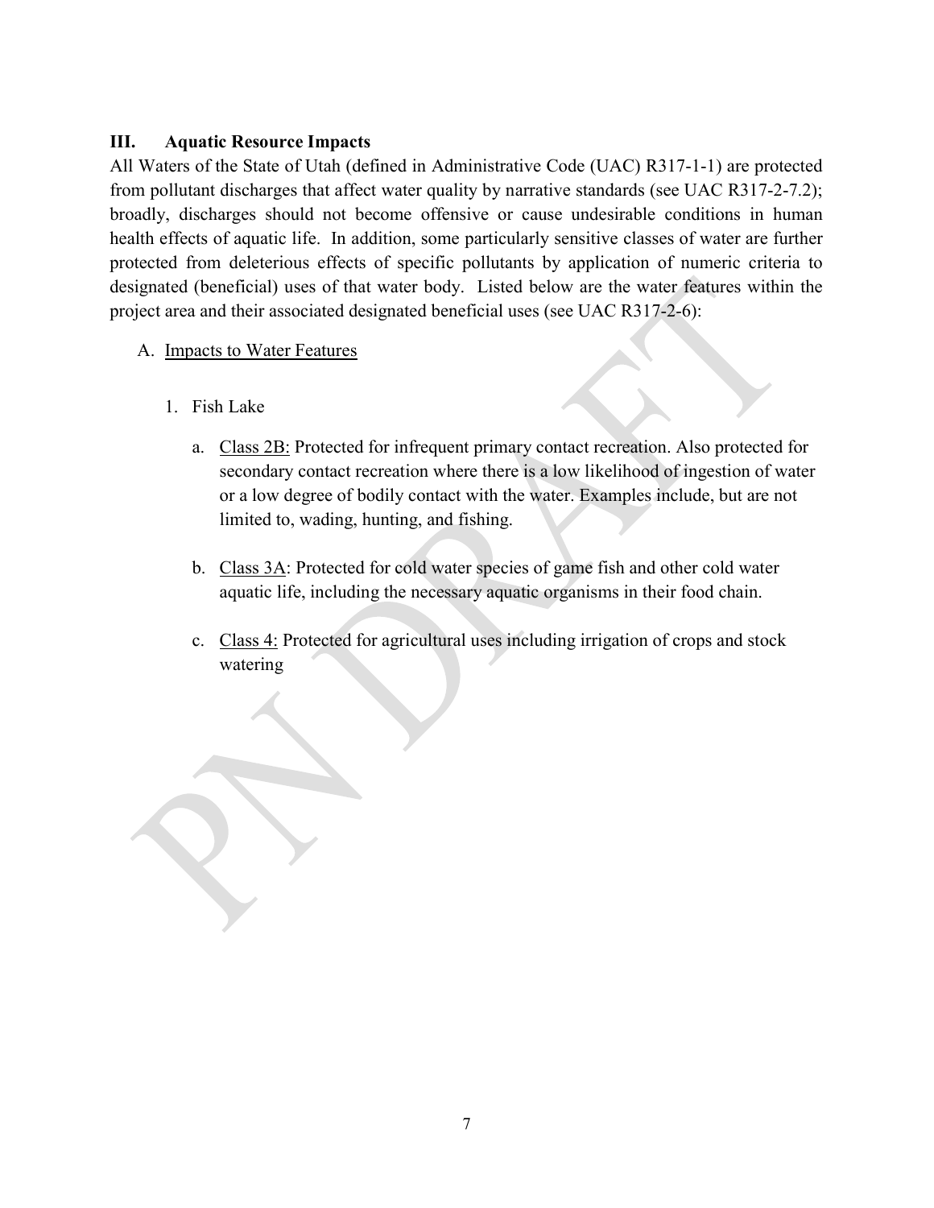## III. Aquatic Resource Impacts

All Waters of the State of Utah (defined in Administrative Code (UAC) R317-1-1) are protected from pollutant discharges that affect water quality by narrative standards (see UAC R317-2-7.2); broadly, discharges should not become offensive or cause undesirable conditions in human health effects of aquatic life. In addition, some particularly sensitive classes of water are further protected from deleterious effects of specific pollutants by application of numeric criteria to designated (beneficial) uses of that water body. Listed below are the water features within the project area and their associated designated beneficial uses (see UAC R317-2-6):

A. Impacts to Water Features

1. Fish Lake

   a. Class 2B: Protected for infrequent primary contact recreation. Also protected for secondary contact recreation where there is a low likelihood of ingestion of water or a low degree of bodily contact with the water. Examples include, but are not limited to, wading, hunting, and fishing.

   b. Class 3A: Protected for cold water species of game fish and other cold water aquatic life, including the necessary aquatic organisms in their food chain.

   c. Class 4: Protected for agricultural uses including irrigation of crops and stock watering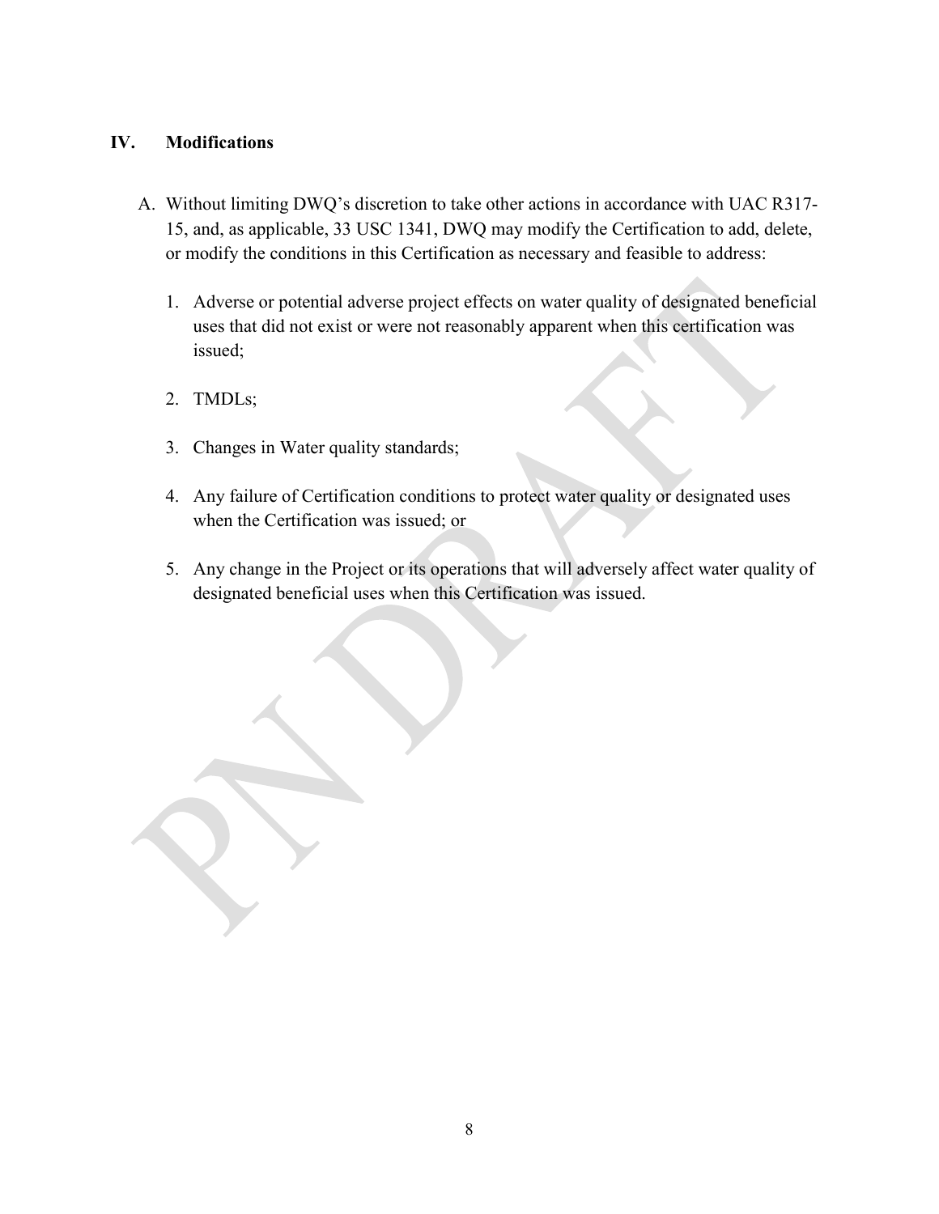## IV. Modifications

A. Without limiting DWQ's discretion to take other actions in accordance with UAC R317-15, and, as applicable, 33 USC 1341, DWQ may modify the Certification to add, delete, or modify the conditions in this Certification as necessary and feasible to address:

1. Adverse or potential adverse project effects on water quality of designated beneficial uses that did not exist or were not reasonably apparent when this certification was issued;

2. TMDLs;

3. Changes in Water quality standards;

4. Any failure of Certification conditions to protect water quality or designated uses when the Certification was issued; or

5. Any change in the Project or its operations that will adversely affect water quality of designated beneficial uses when this Certification was issued.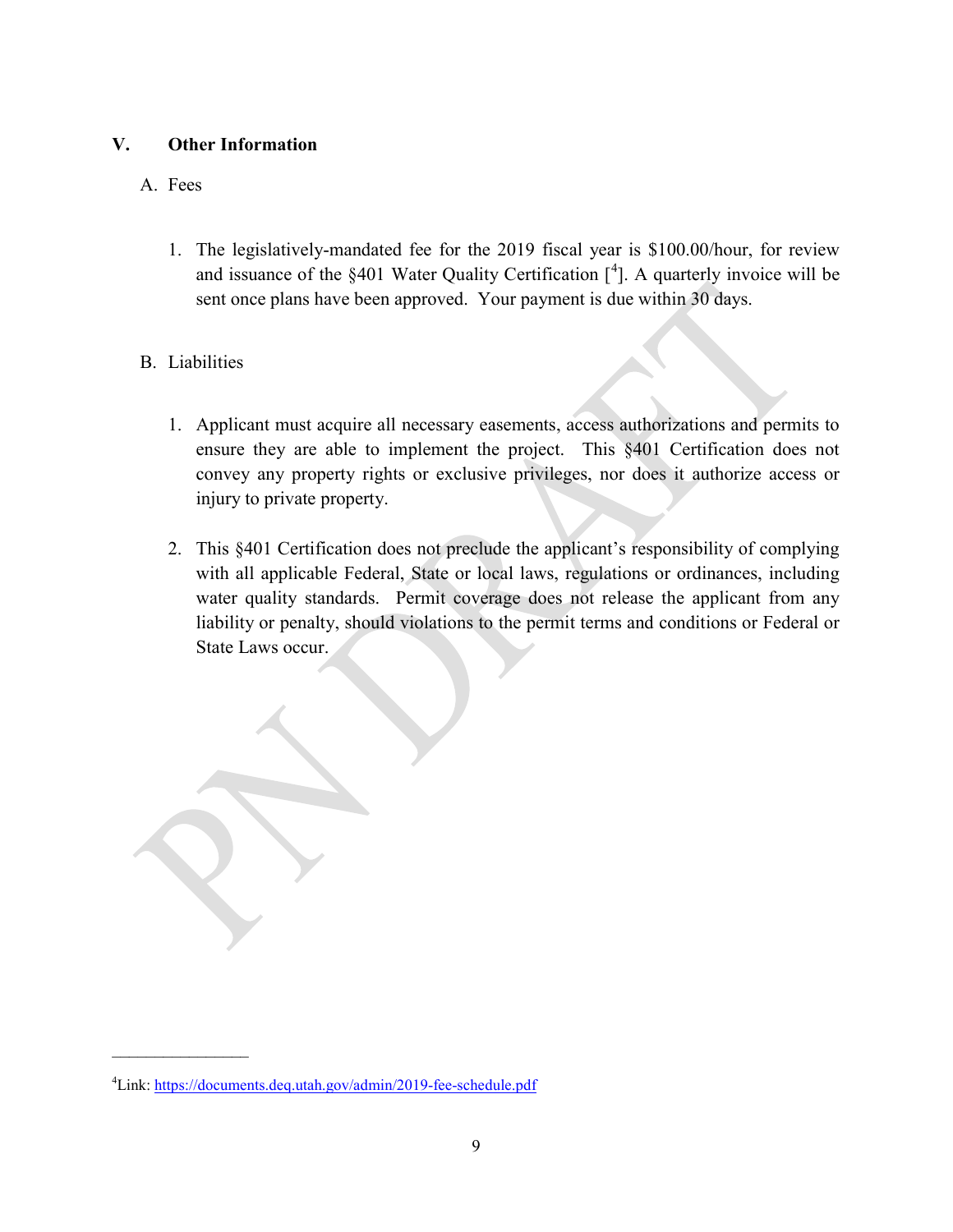## V. Other Information

### A. Fees

1. The legislatively-mandated fee for the 2019 fiscal year is $100.00/hour, for review and issuance of the §401 Water Quality Certification [[4]]. A quarterly invoice will be sent once plans have been approved. Your payment is due within 30 days.

### B. Liabilities

1. Applicant must acquire all necessary easements, access authorizations and permits to ensure they are able to implement the project. This §401 Certification does not convey any property rights or exclusive privileges, nor does it authorize access or injury to private property.

2. This §401 Certification does not preclude the applicant's responsibility of complying with all applicable Federal, State or local laws, regulations or ordinances, including water quality standards. Permit coverage does not release the applicant from any liability or penalty, should violations to the permit terms and conditions or Federal or State Laws occur.

---

[4] Link: https://documents.deq.utah.gov/admin/2019-fee-schedule.pdf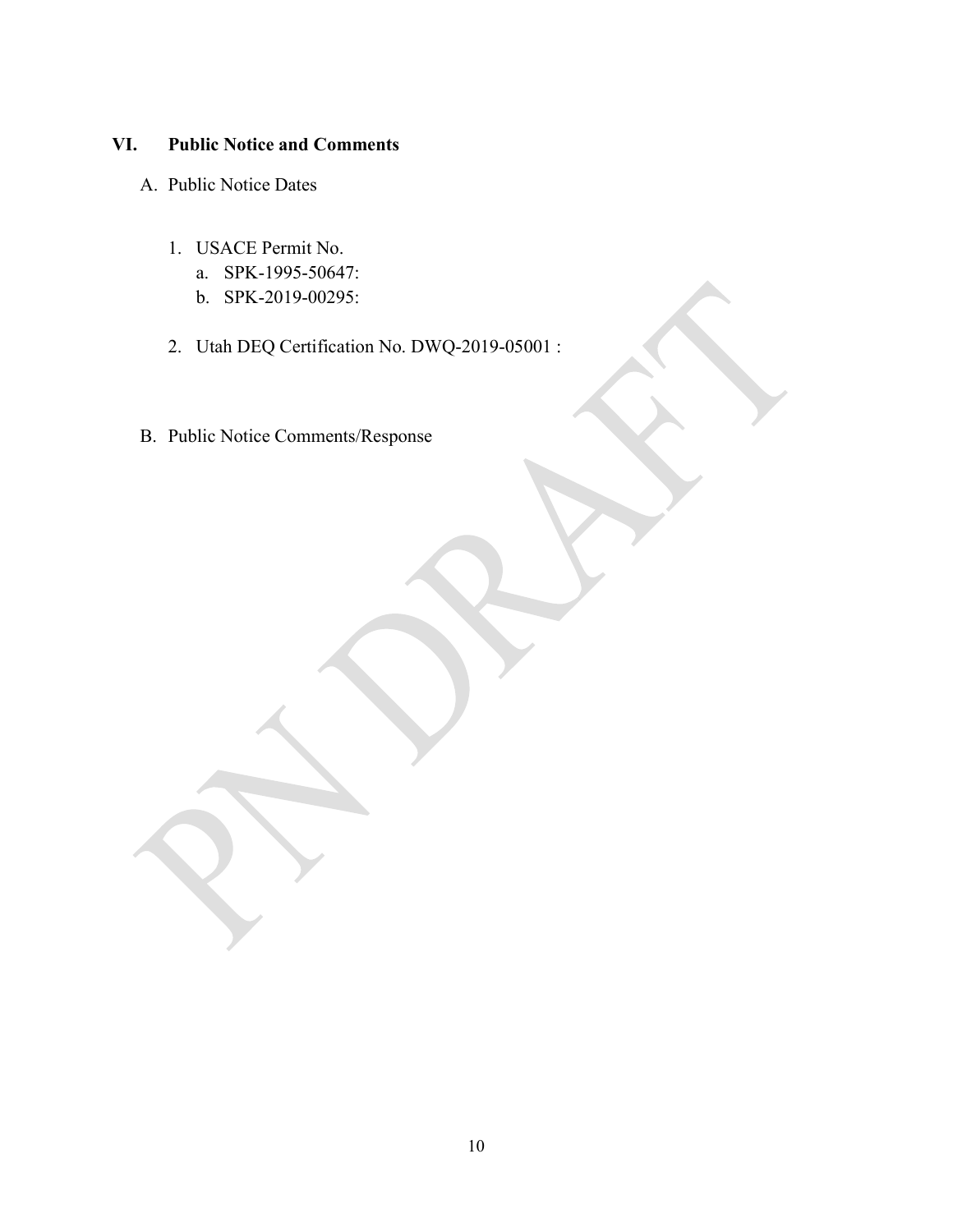## VI. Public Notice and Comments

A. Public Notice Dates

1. USACE Permit No.
   a. SPK-1995-50647:
   b. SPK-2019-00295:

2. Utah DEQ Certification No. DWQ-2019-05001 :

B. Public Notice Comments/Response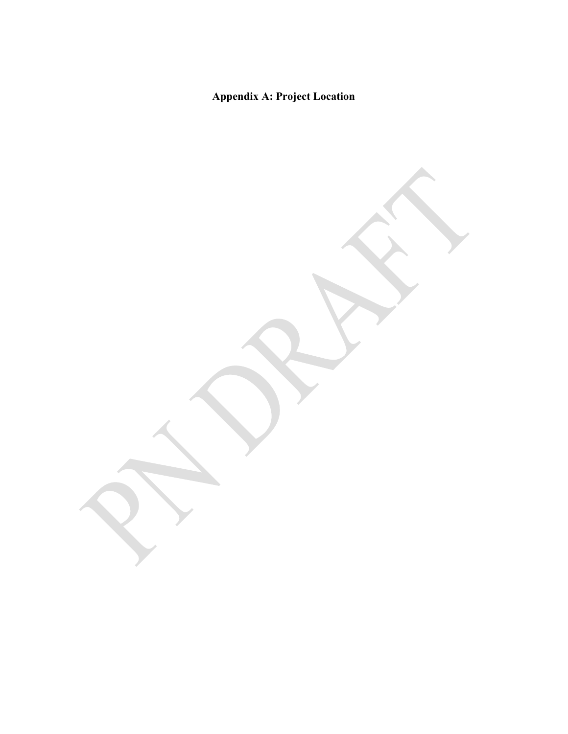**Appendix A: Project Location**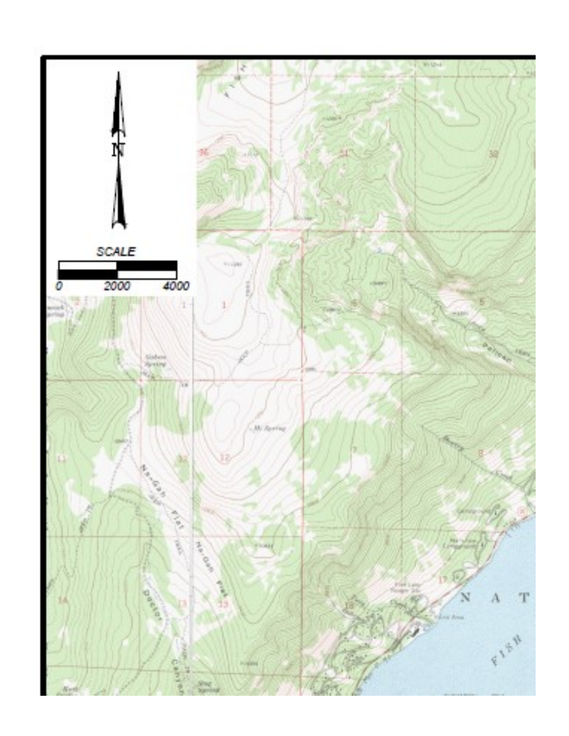N

SCALE

0 2000 4000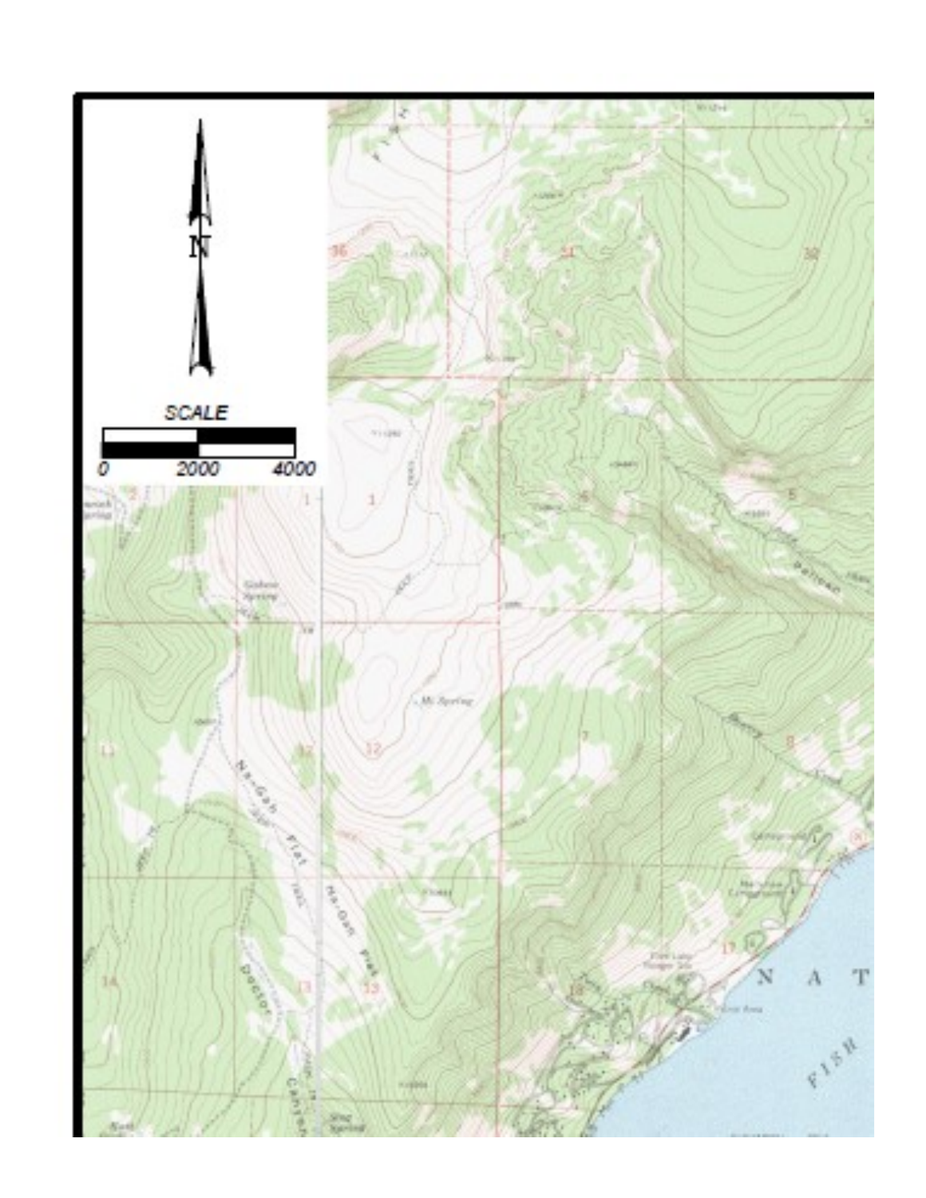N

SCALE

0 2000 4000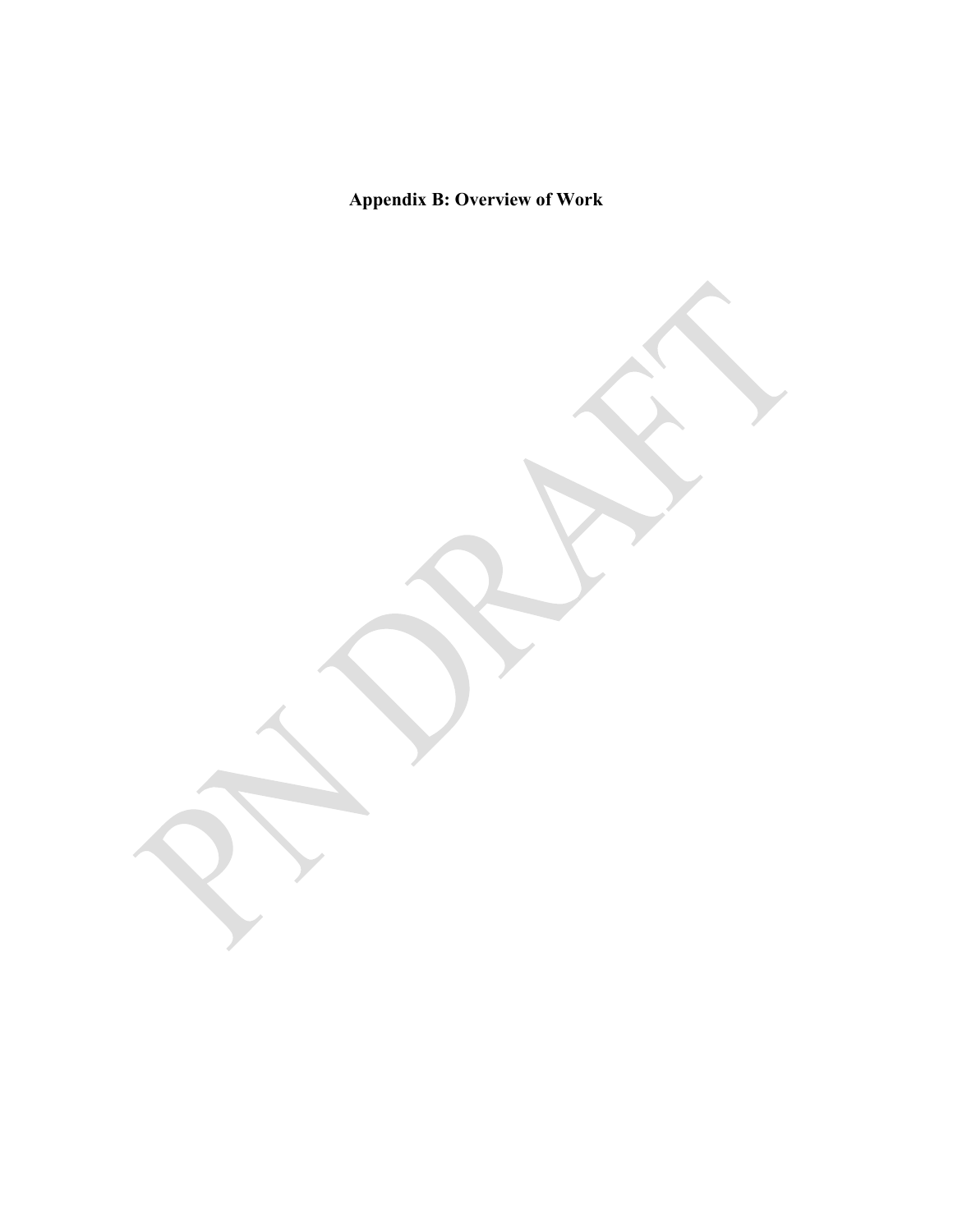**Appendix B: Overview of Work**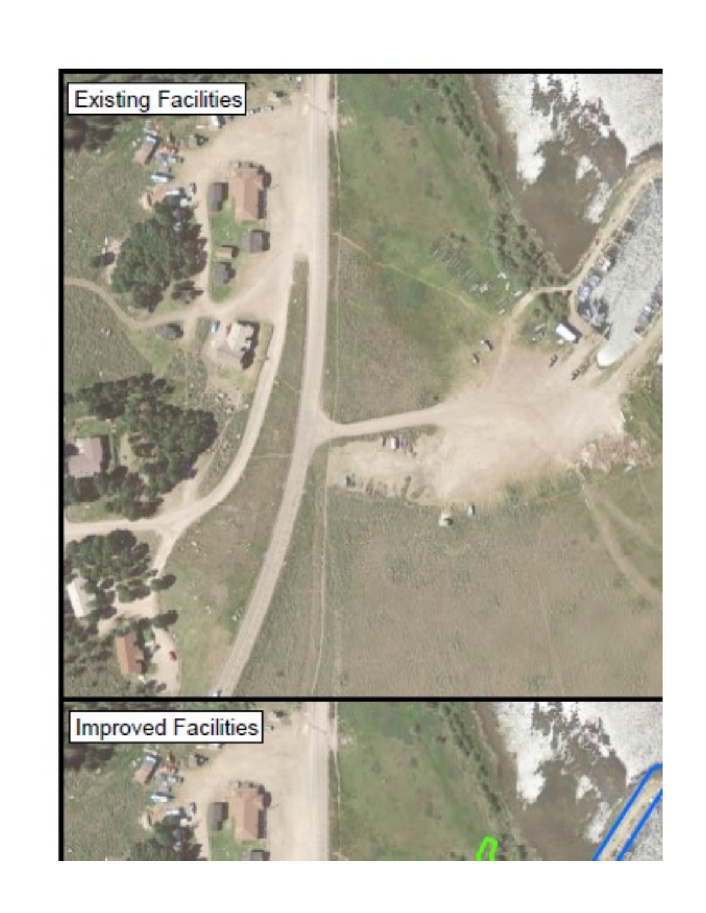Existing Facilities

Improved Facilities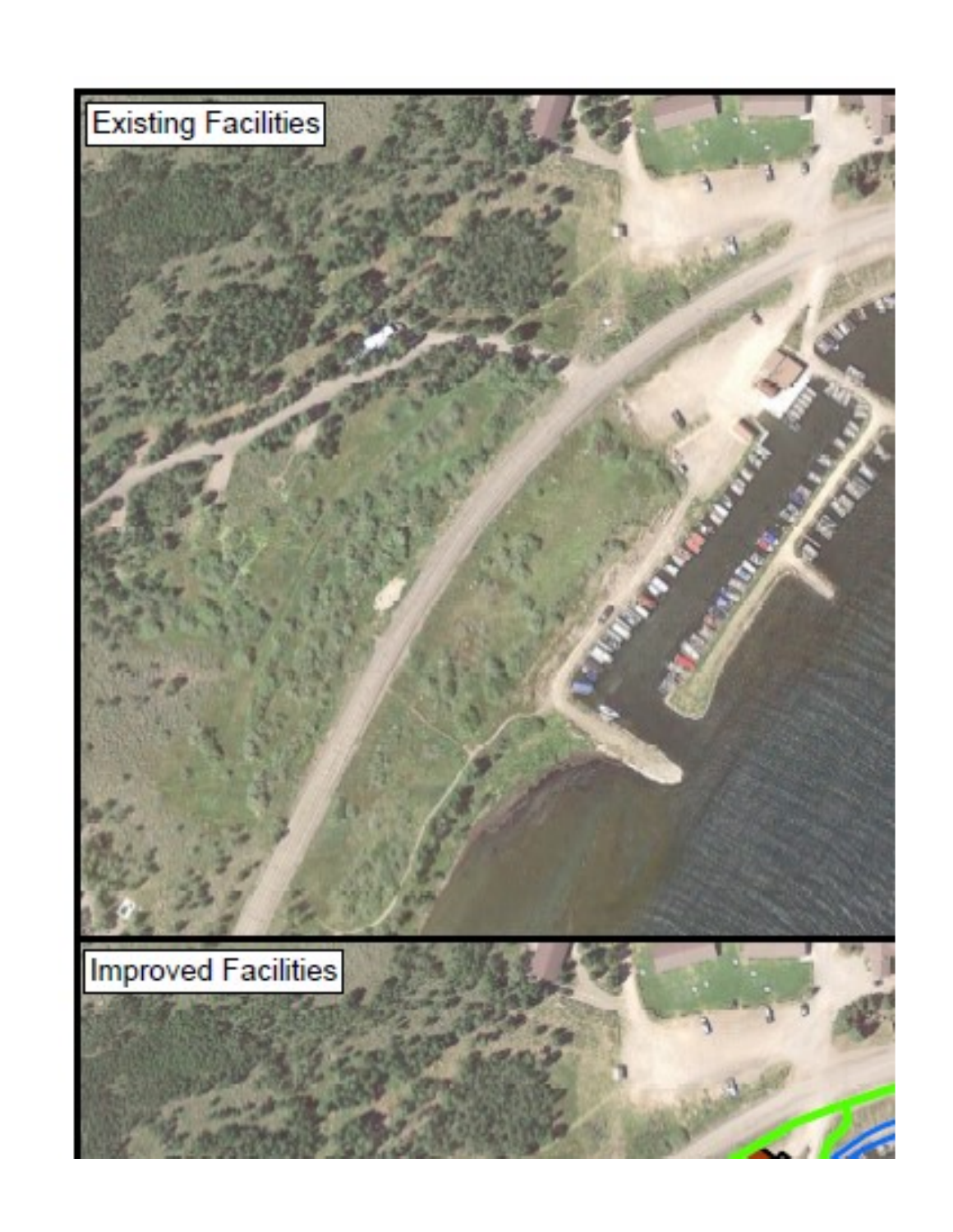Existing Facilities

Improved Facilities